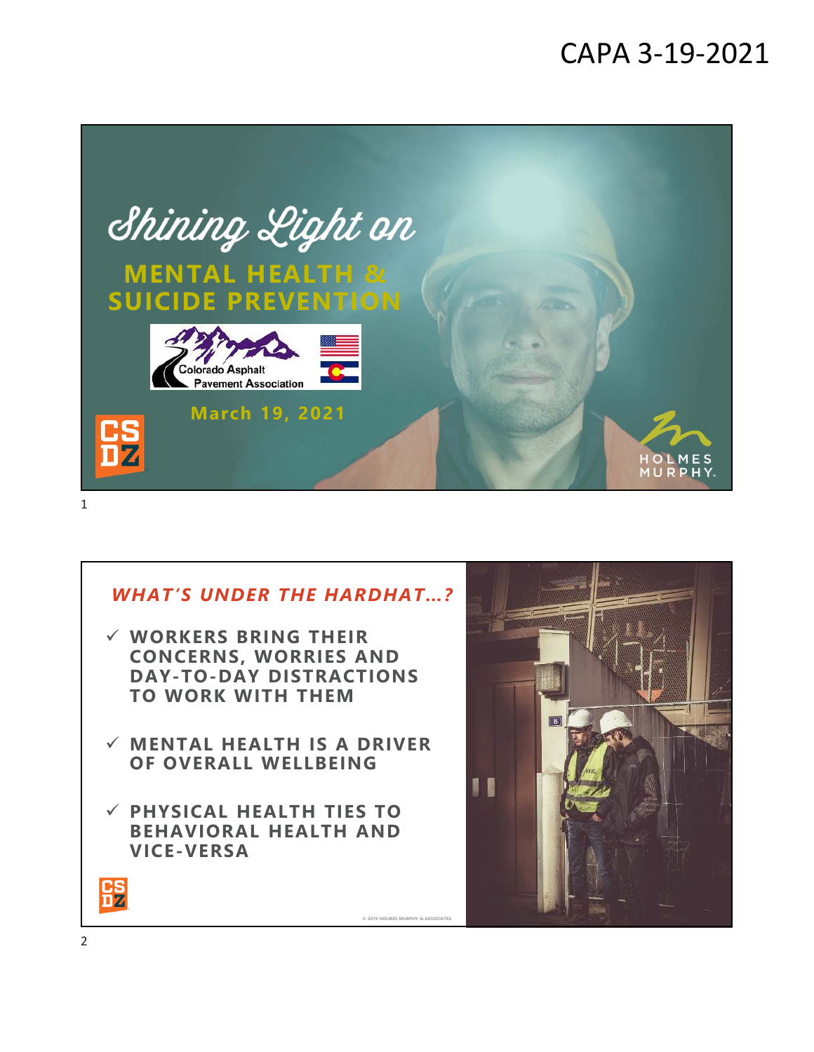# CAPA 3-19-2021

## Shining Light on

## MENTAL HEALTH & SUICIDE PREVENTION

Colorado Asphalt Pavement Association

March 19, 2021

CS DZ

HOLMES MURPHY

## *WHAT'S UNDER THE HARDHAT…?*

- ✓ **WORKERS BRING THEIR CONCERNS, WORRIES AND DAY-TO-DAY DISTRACTIONS TO WORK WITH THEM**
- ✓ **MENTAL HEALTH IS A DRIVER OF OVERALL WELLBEING**
- ✓ **PHYSICAL HEALTH TIES TO BEHAVIORAL HEALTH AND VICE-VERSA**

CS DZ

© 2019 HOLMES MURPHY & ASSOCIATES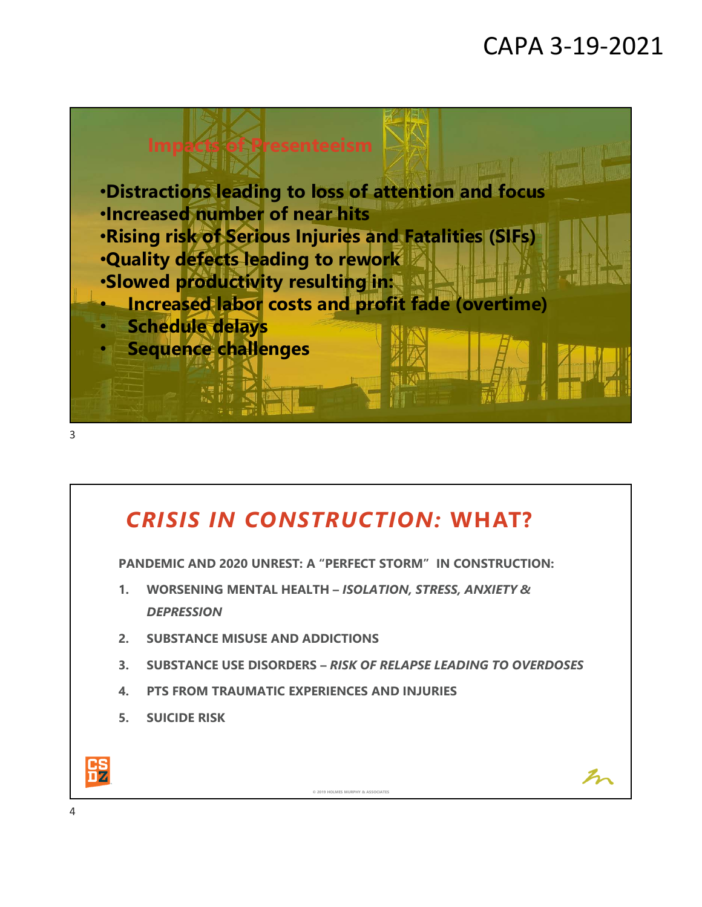## Impacts of Presenteeism

- **Distractions leading to loss of attention and focus**
- **Increased number of near hits**
- **Rising risk of Serious Injuries and Fatalities (SIFs)**
- **Quality defects leading to rework**
- **Slowed productivity resulting in:**
  - **Increased labor costs and profit fade (overtime)**
  - **Schedule delays**
  - **Sequence challenges**

## *CRISIS IN CONSTRUCTION:* WHAT?

**PANDEMIC AND 2020 UNREST: A "PERFECT STORM" IN CONSTRUCTION:**

1. **WORSENING MENTAL HEALTH –** ***ISOLATION, STRESS, ANXIETY & DEPRESSION***
2. **SUBSTANCE MISUSE AND ADDICTIONS**
3. **SUBSTANCE USE DISORDERS –** ***RISK OF RELAPSE LEADING TO OVERDOSES***
4. **PTS FROM TRAUMATIC EXPERIENCES AND INJURIES**
5. **SUICIDE RISK**

© 2019 HOLMES MURPHY & ASSOCIATES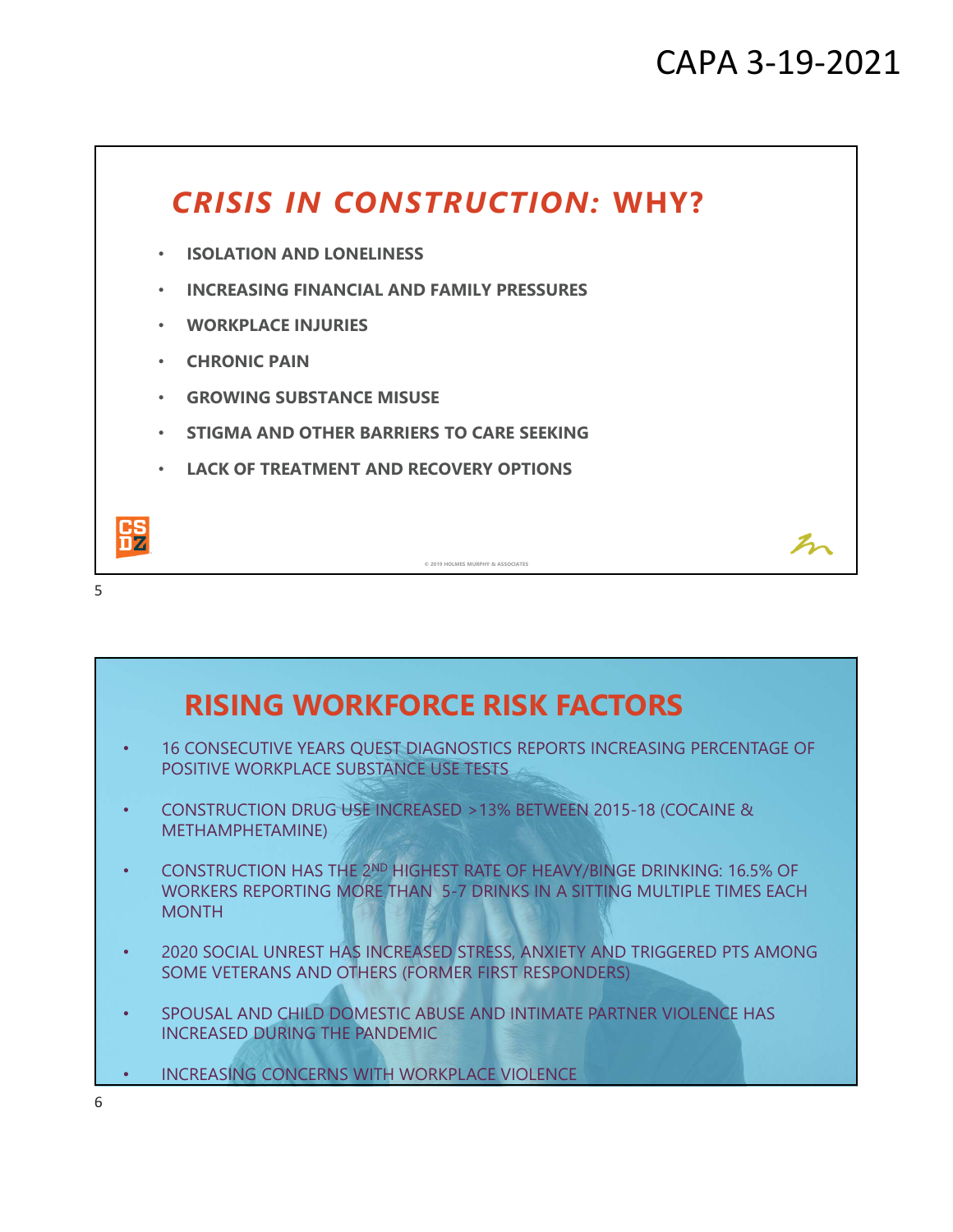# CRISIS IN CONSTRUCTION: WHY?

- ISOLATION AND LONELINESS
- INCREASING FINANCIAL AND FAMILY PRESSURES
- WORKPLACE INJURIES
- CHRONIC PAIN
- GROWING SUBSTANCE MISUSE
- STIGMA AND OTHER BARRIERS TO CARE SEEKING
- LACK OF TREATMENT AND RECOVERY OPTIONS

© 2019 HOLMES MURPHY & ASSOCIATES

# RISING WORKFORCE RISK FACTORS

- 16 CONSECUTIVE YEARS QUEST DIAGNOSTICS REPORTS INCREASING PERCENTAGE OF POSITIVE WORKPLACE SUBSTANCE USE TESTS
- CONSTRUCTION DRUG USE INCREASED >13% BETWEEN 2015-18 (COCAINE & METHAMPHETAMINE)
- CONSTRUCTION HAS THE 2ND HIGHEST RATE OF HEAVY/BINGE DRINKING: 16.5% OF WORKERS REPORTING MORE THAN 5-7 DRINKS IN A SITTING MULTIPLE TIMES EACH MONTH
- 2020 SOCIAL UNREST HAS INCREASED STRESS, ANXIETY AND TRIGGERED PTS AMONG SOME VETERANS AND OTHERS (FORMER FIRST RESPONDERS)
- SPOUSAL AND CHILD DOMESTIC ABUSE AND INTIMATE PARTNER VIOLENCE HAS INCREASED DURING THE PANDEMIC
- INCREASING CONCERNS WITH WORKPLACE VIOLENCE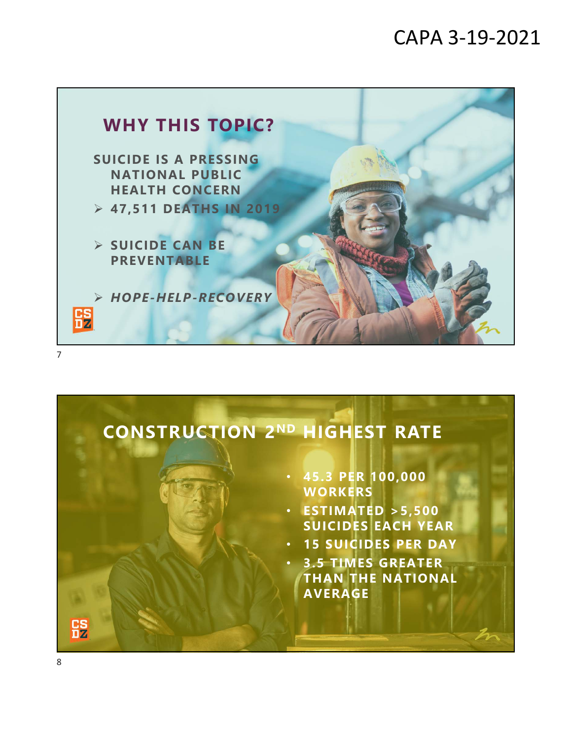## WHY THIS TOPIC?

**SUICIDE IS A PRESSING NATIONAL PUBLIC HEALTH CONCERN**

- **47,511 DEATHS IN 2019**
- **SUICIDE CAN BE PREVENTABLE**
- ***HOPE-HELP-RECOVERY***

## CONSTRUCTION 2ND HIGHEST RATE

- **45.3 PER 100,000 WORKERS**
- **ESTIMATED >5,500 SUICIDES EACH YEAR**
- **15 SUICIDES PER DAY**
- **3.5 TIMES GREATER THAN THE NATIONAL AVERAGE**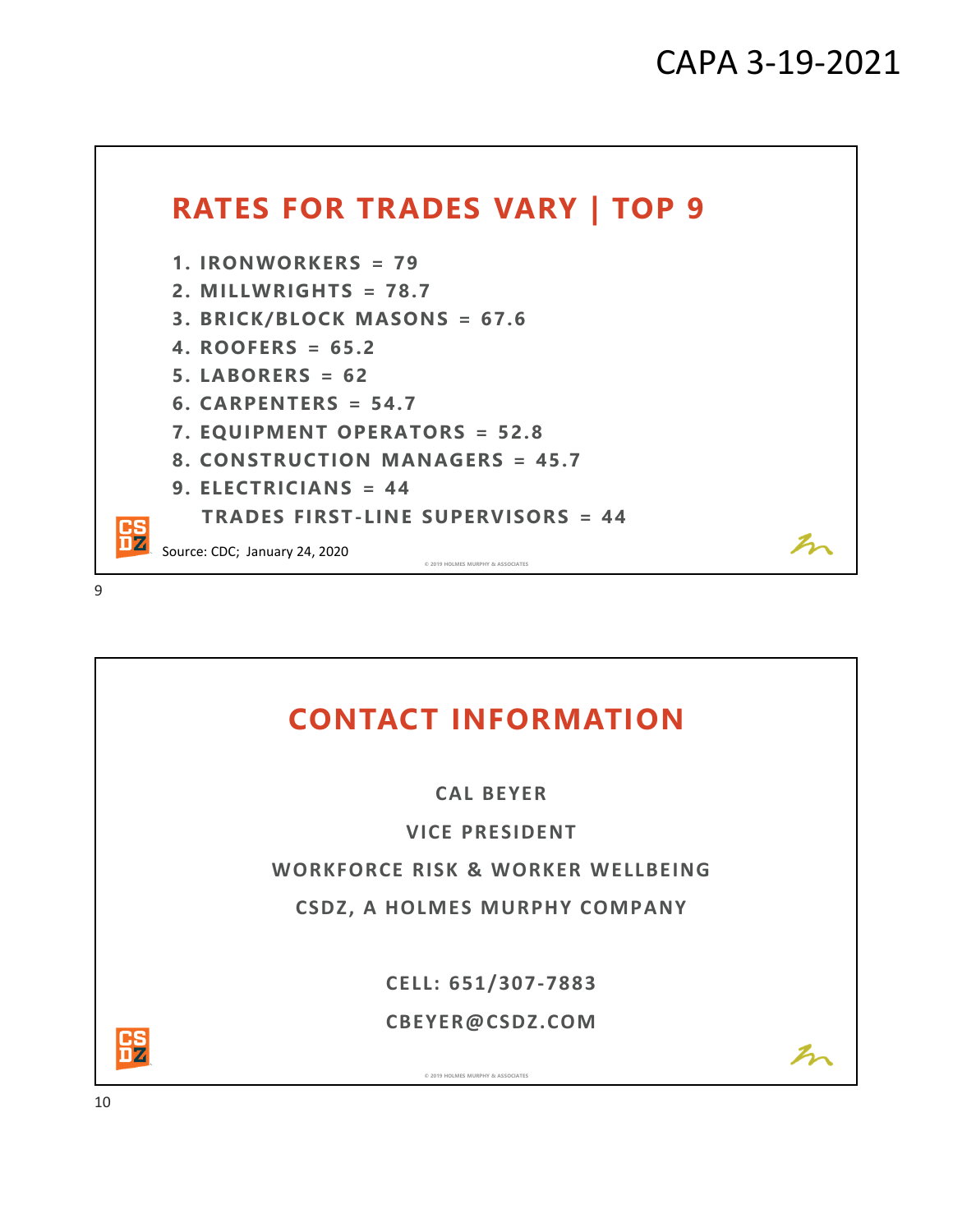## RATES FOR TRADES VARY | TOP 9

1. IRONWORKERS = 79
2. MILLWRIGHTS = 78.7
3. BRICK/BLOCK MASONS = 67.6
4. ROOFERS = 65.2
5. LABORERS = 62
6. CARPENTERS = 54.7
7. EQUIPMENT OPERATORS = 52.8
8. CONSTRUCTION MANAGERS = 45.7
9. ELECTRICIANS = 44

   TRADES FIRST-LINE SUPERVISORS = 44

Source: CDC; January 24, 2020

© 2019 HOLMES MURPHY & ASSOCIATES

## CONTACT INFORMATION

CAL BEYER

VICE PRESIDENT

WORKFORCE RISK & WORKER WELLBEING

CSDZ, A HOLMES MURPHY COMPANY

CELL: 651/307-7883

CBEYER@CSDZ.COM

© 2019 HOLMES MURPHY & ASSOCIATES